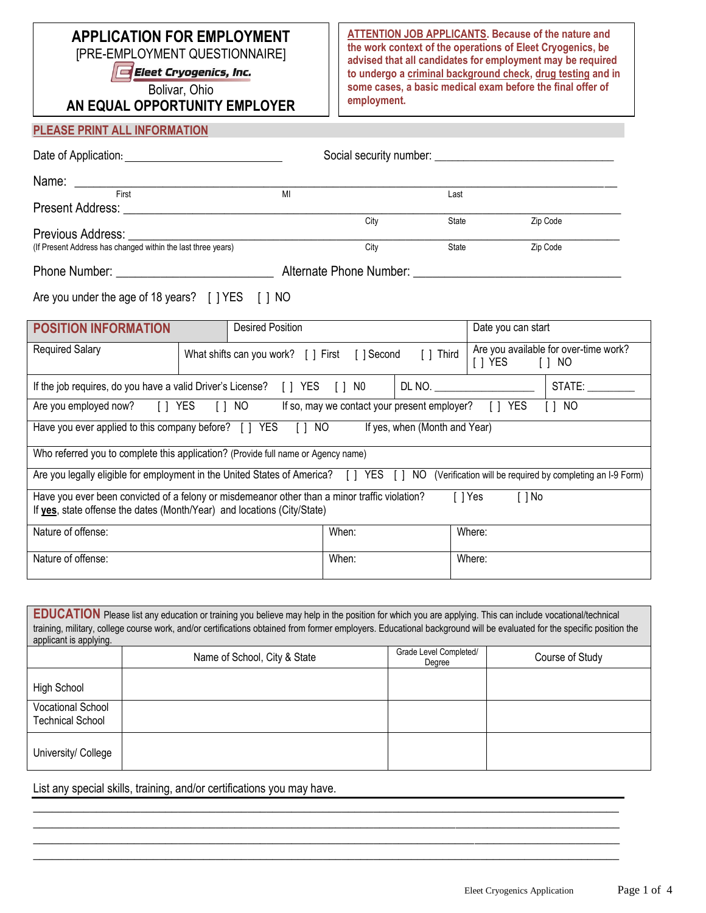# APPLICATION FOR EMPLOYMENT

[PRE-EMPLOYMENT QUESTIONNAIRE]

**Eleet Cryogenics, Inc.**

Bolivar, Ohio

**AN EQUAL OPPORTUNITY EMPLOYER**

**ATTENTION JOB APPLICANTS. Because of the nature and the work context of the operations of Eleet Cryogenics, be advised that all candidates for employment may be required to undergo a criminal background check, drug testing and in some cases, a basic medical exam before the final offer of employment.**

**PLEASE PRINT ALL INFORMATION**

Date of Application: ___________________________ Social security number: _______________________________

Name: ______________________________________________________________________________
First MI Last

Present Address: _______________________________________________________________________
City State Zip Code

Previous Address: ______________________________________________________________________
(If Present Address has changed within the last three years) City State Zip Code

Phone Number: ___________________________ Alternate Phone Number: __________________________________

Are you under the age of 18 years? [ ] YES [ ] NO

| **POSITION INFORMATION** | Desired Position | Date you can start |
|---|---|---|
| Required Salary | What shifts can you work? [ ] First [ ] Second [ ] Third | Are you available for over-time work? [ ] YES [ ] NO |

If the job requires, do you have a valid Driver's License? [ ] YES [ ] N0 DL NO. ___________________ STATE: _________

Are you employed now? [ ] YES [ ] NO If so, may we contact your present employer? [ ] YES [ ] NO

Have you ever applied to this company before? [ ] YES [ ] NO If yes, when (Month and Year)

Who referred you to complete this application? (Provide full name or Agency name)

Are you legally eligible for employment in the United States of America? [ ] YES [ ] NO (Verification will be required by completing an I-9 Form)

Have you ever been convicted of a felony or misdemeanor other than a minor traffic violation? [ ] Yes [ ] No
If **yes**, state offense the dates (Month/Year) and locations (City/State)

| Nature of offense: | When: | Where: |
|---|---|---|
| Nature of offense: | When: | Where: |

**EDUCATION** Please list any education or training you believe may help in the position for which you are applying. This can include vocational/technical training, military, college course work, and/or certifications obtained from former employers. Educational background will be evaluated for the specific position the applicant is applying.

| | Name of School, City & State | Grade Level Completed/ Degree | Course of Study |
|---|---|---|---|
| High School | | | |
| Vocational School Technical School | | | |
| University/ College | | | |

List any special skills, training, and/or certifications you may have.

_____________________________________________________________________________________________

_____________________________________________________________________________________________

_____________________________________________________________________________________________

_____________________________________________________________________________________________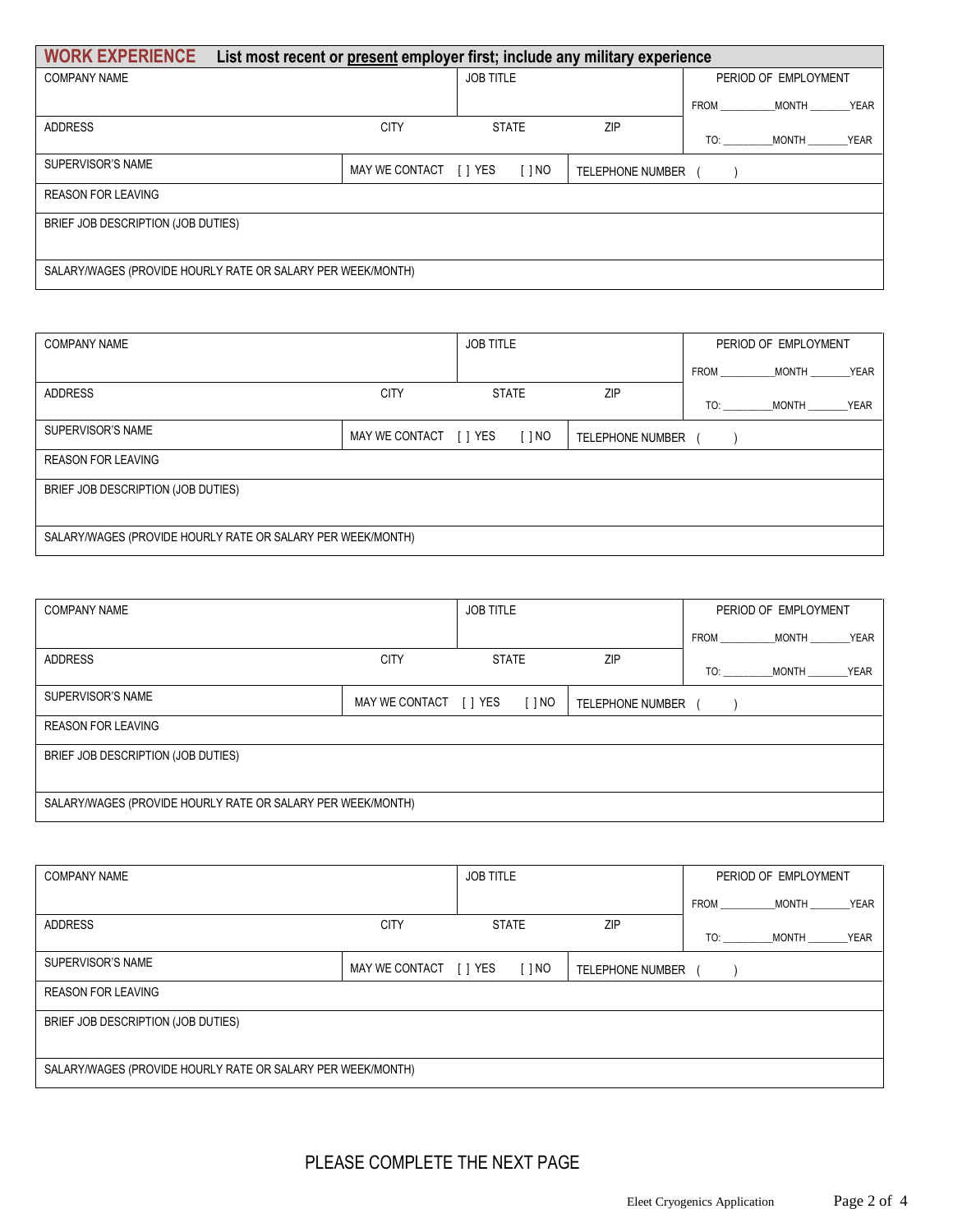## WORK EXPERIENCE **List most recent or present employer first; include any military experience**

| COMPANY NAME | | JOB TITLE | | PERIOD OF EMPLOYMENT |
|---|---|---|---|---|
| | | | | FROM _________ MONTH _______ YEAR |
| ADDRESS | CITY | STATE | ZIP | TO: _________ MONTH _______ YEAR |
| SUPERVISOR'S NAME | MAY WE CONTACT [ ] YES [ ] NO | | TELEPHONE NUMBER ( ) | |
| REASON FOR LEAVING | | | | |
| BRIEF JOB DESCRIPTION (JOB DUTIES) | | | | |
| SALARY/WAGES (PROVIDE HOURLY RATE OR SALARY PER WEEK/MONTH) | | | | |

| COMPANY NAME | | JOB TITLE | | PERIOD OF EMPLOYMENT |
|---|---|---|---|---|
| | | | | FROM _________ MONTH _______ YEAR |
| ADDRESS | CITY | STATE | ZIP | TO: _________ MONTH _______ YEAR |
| SUPERVISOR'S NAME | MAY WE CONTACT [ ] YES [ ] NO | | TELEPHONE NUMBER ( ) | |
| REASON FOR LEAVING | | | | |
| BRIEF JOB DESCRIPTION (JOB DUTIES) | | | | |
| SALARY/WAGES (PROVIDE HOURLY RATE OR SALARY PER WEEK/MONTH) | | | | |

| COMPANY NAME | | JOB TITLE | | PERIOD OF EMPLOYMENT |
|---|---|---|---|---|
| | | | | FROM _________ MONTH _______ YEAR |
| ADDRESS | CITY | STATE | ZIP | TO: _________ MONTH _______ YEAR |
| SUPERVISOR'S NAME | MAY WE CONTACT [ ] YES [ ] NO | | TELEPHONE NUMBER ( ) | |
| REASON FOR LEAVING | | | | |
| BRIEF JOB DESCRIPTION (JOB DUTIES) | | | | |
| SALARY/WAGES (PROVIDE HOURLY RATE OR SALARY PER WEEK/MONTH) | | | | |

| COMPANY NAME | | JOB TITLE | | PERIOD OF EMPLOYMENT |
|---|---|---|---|---|
| | | | | FROM _________ MONTH _______ YEAR |
| ADDRESS | CITY | STATE | ZIP | TO: _________ MONTH _______ YEAR |
| SUPERVISOR'S NAME | MAY WE CONTACT [ ] YES [ ] NO | | TELEPHONE NUMBER ( ) | |
| REASON FOR LEAVING | | | | |
| BRIEF JOB DESCRIPTION (JOB DUTIES) | | | | |
| SALARY/WAGES (PROVIDE HOURLY RATE OR SALARY PER WEEK/MONTH) | | | | |

PLEASE COMPLETE THE NEXT PAGE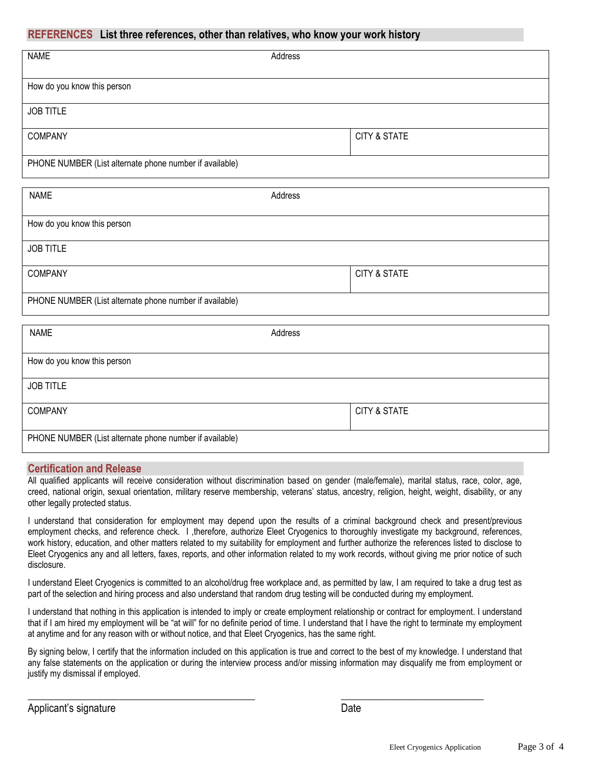## REFERENCES List three references, other than relatives, who know your work history

| NAME | Address |
|---|---|
| How do you know this person | |
| JOB TITLE | |
| COMPANY | CITY & STATE |
| PHONE NUMBER (List alternate phone number if available) | |

| NAME | Address |
|---|---|
| How do you know this person | |
| JOB TITLE | |
| COMPANY | CITY & STATE |
| PHONE NUMBER (List alternate phone number if available) | |

| NAME | Address |
|---|---|
| How do you know this person | |
| JOB TITLE | |
| COMPANY | CITY & STATE |
| PHONE NUMBER (List alternate phone number if available) | |

## Certification and Release

All qualified applicants will receive consideration without discrimination based on gender (male/female), marital status, race, color, age, creed, national origin, sexual orientation, military reserve membership, veterans' status, ancestry, religion, height, weight, disability, or any other legally protected status.

I understand that consideration for employment may depend upon the results of a criminal background check and present/previous employment checks, and reference check. I ,therefore, authorize Eleet Cryogenics to thoroughly investigate my background, references, work history, education, and other matters related to my suitability for employment and further authorize the references listed to disclose to Eleet Cryogenics any and all letters, faxes, reports, and other information related to my work records, without giving me prior notice of such disclosure.

I understand Eleet Cryogenics is committed to an alcohol/drug free workplace and, as permitted by law, I am required to take a drug test as part of the selection and hiring process and also understand that random drug testing will be conducted during my employment.

I understand that nothing in this application is intended to imply or create employment relationship or contract for employment. I understand that if I am hired my employment will be "at will" for no definite period of time. I understand that I have the right to terminate my employment at anytime and for any reason with or without notice, and that Eleet Cryogenics, has the same right.

By signing below, I certify that the information included on this application is true and correct to the best of my knowledge. I understand that any false statements on the application or during the interview process and/or missing information may disqualify me from employment or justify my dismissal if employed.

_______________________________________________ &nbsp;&nbsp;&nbsp;&nbsp;&nbsp;&nbsp; ______________________________

Applicant's signature &nbsp;&nbsp;&nbsp;&nbsp;&nbsp;&nbsp;&nbsp;&nbsp;&nbsp;&nbsp;&nbsp;&nbsp;&nbsp;&nbsp;&nbsp;&nbsp;&nbsp;&nbsp;&nbsp;&nbsp;&nbsp;&nbsp;&nbsp;&nbsp;&nbsp;&nbsp;&nbsp;&nbsp;&nbsp;&nbsp;&nbsp;&nbsp;&nbsp;&nbsp;&nbsp;&nbsp;&nbsp;&nbsp;&nbsp;&nbsp; Date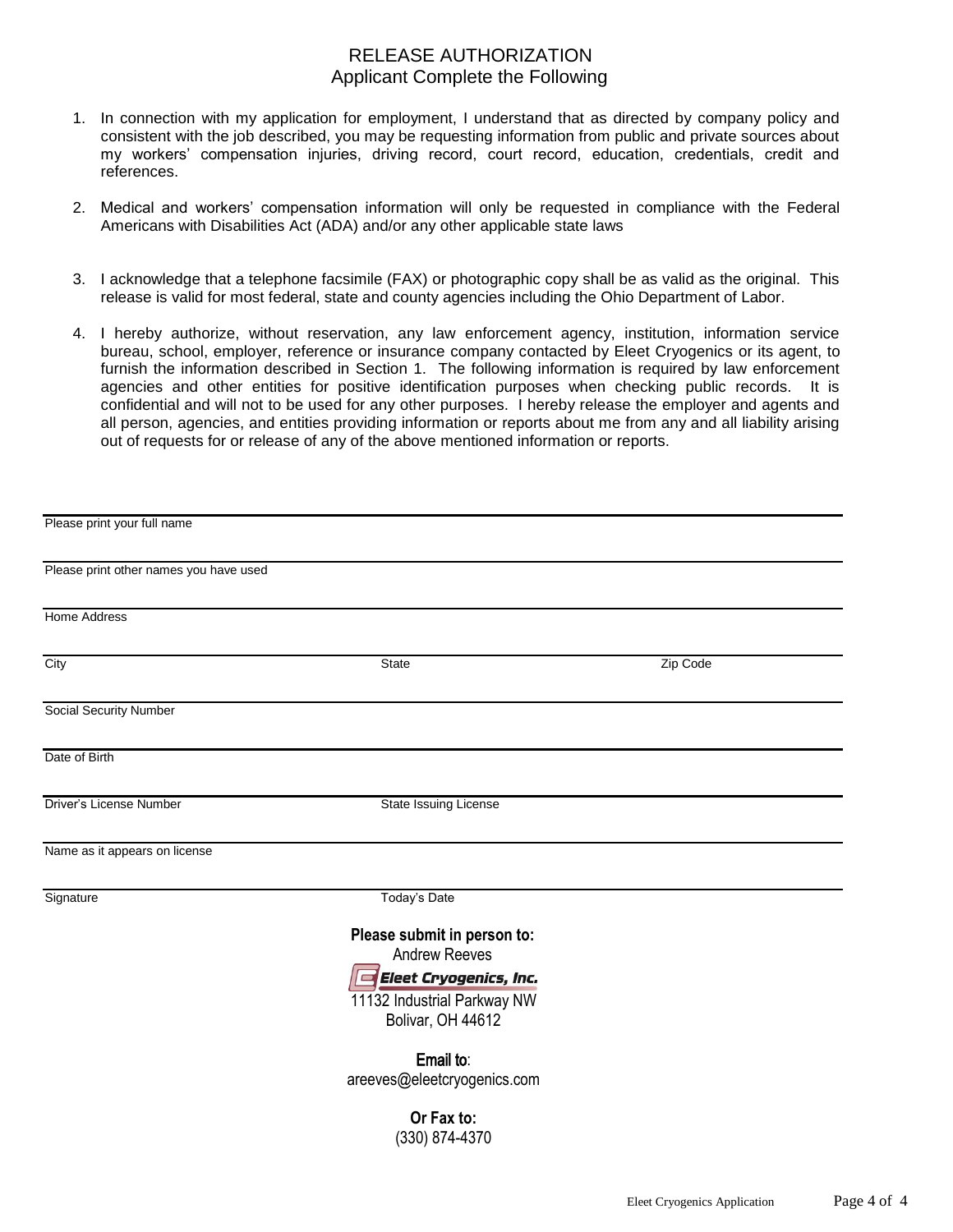# RELEASE AUTHORIZATION

## Applicant Complete the Following

1. In connection with my application for employment, I understand that as directed by company policy and consistent with the job described, you may be requesting information from public and private sources about my workers' compensation injuries, driving record, court record, education, credentials, credit and references.

2. Medical and workers' compensation information will only be requested in compliance with the Federal Americans with Disabilities Act (ADA) and/or any other applicable state laws

3. I acknowledge that a telephone facsimile (FAX) or photographic copy shall be as valid as the original. This release is valid for most federal, state and county agencies including the Ohio Department of Labor.

4. I hereby authorize, without reservation, any law enforcement agency, institution, information service bureau, school, employer, reference or insurance company contacted by Eleet Cryogenics or its agent, to furnish the information described in Section 1. The following information is required by law enforcement agencies and other entities for positive identification purposes when checking public records. It is confidential and will not to be used for any other purposes. I hereby release the employer and agents and all person, agencies, and entities providing information or reports about me from any and all liability arising out of requests for or release of any of the above mentioned information or reports.

Please print your full name

Please print other names you have used

Home Address

City | State | Zip Code

Social Security Number

Date of Birth

Driver's License Number | State Issuing License

Name as it appears on license

Signature | Today's Date

**Please submit in person to:**

Andrew Reeves

***Eleet Cryogenics, Inc.***

11132 Industrial Parkway NW

Bolivar, OH 44612

**Email to**:

areeves@eleetcryogenics.com

**Or Fax to:**

(330) 874-4370